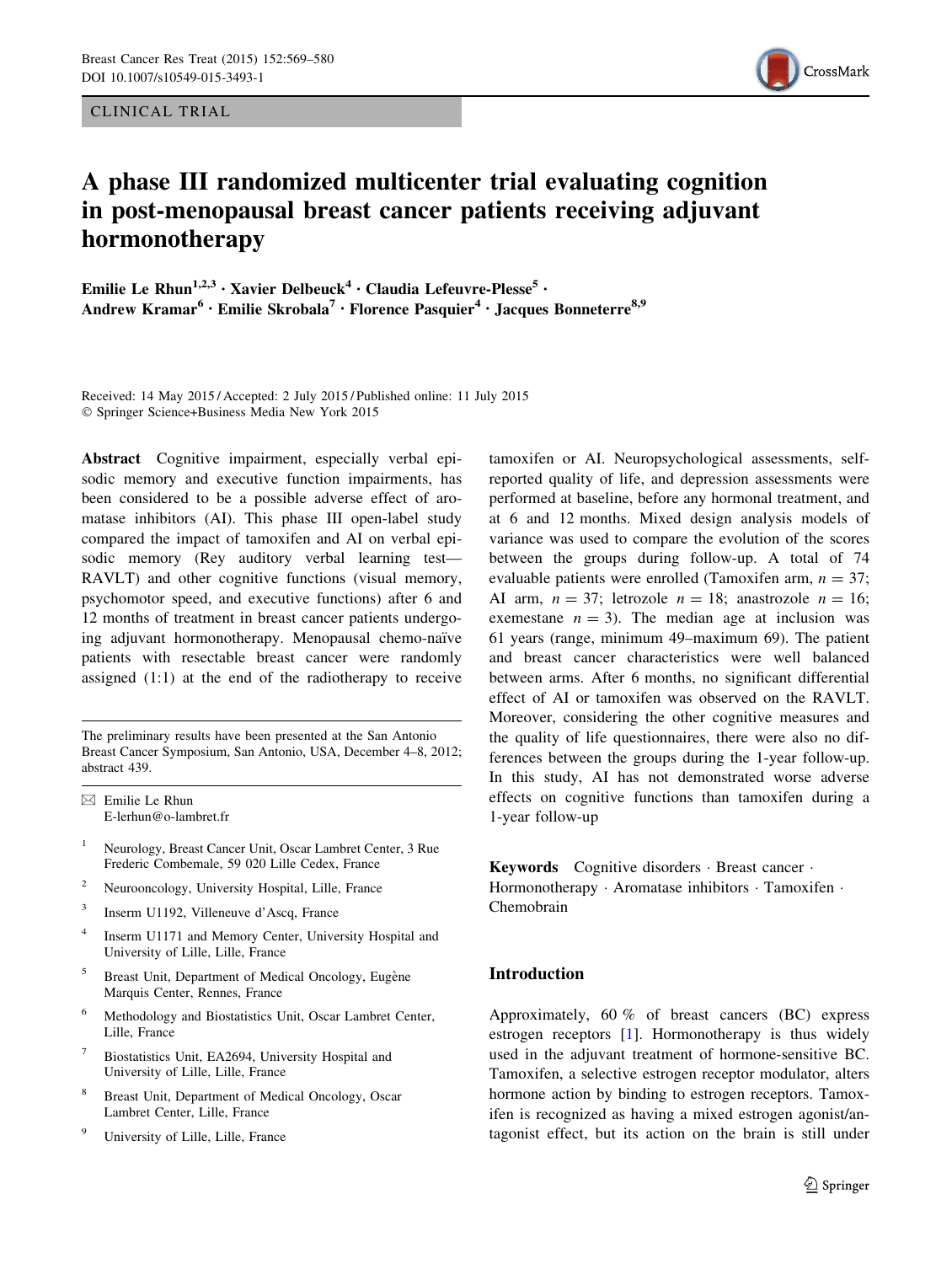CLINICAL TRIAL

# A phase III randomized multicenter trial evaluating cognition in post-menopausal breast cancer patients receiving adjuvant hormonotherapy

Emilie Le Rhun[1,2,3] · Xavier Delbeuck[4] · Claudia Lefeuvre-Plesse[5] · Andrew Kramar[6] · Emilie Skrobala[7] · Florence Pasquier[4] · Jacques Bonneterre[8,9]

Received: 14 May 2015 / Accepted: 2 July 2015 / Published online: 11 July 2015
© Springer Science+Business Media New York 2015

**Abstract** Cognitive impairment, especially verbal episodic memory and executive function impairments, has been considered to be a possible adverse effect of aromatase inhibitors (AI). This phase III open-label study compared the impact of tamoxifen and AI on verbal episodic memory (Rey auditory verbal learning test—RAVLT) and other cognitive functions (visual memory, psychomotor speed, and executive functions) after 6 and 12 months of treatment in breast cancer patients undergoing adjuvant hormonotherapy. Menopausal chemo-naïve patients with resectable breast cancer were randomly assigned (1:1) at the end of the radiotherapy to receive tamoxifen or AI. Neuropsychological assessments, self-reported quality of life, and depression assessments were performed at baseline, before any hormonal treatment, and at 6 and 12 months. Mixed design analysis models of variance was used to compare the evolution of the scores between the groups during follow-up. A total of 74 evaluable patients were enrolled (Tamoxifen arm, $n = 37$; AI arm, $n = 37$; letrozole $n = 18$; anastrozole $n = 16$; exemestane $n = 3$). The median age at inclusion was 61 years (range, minimum 49–maximum 69). The patient and breast cancer characteristics were well balanced between arms. After 6 months, no significant differential effect of AI or tamoxifen was observed on the RAVLT. Moreover, considering the other cognitive measures and the quality of life questionnaires, there were also no differences between the groups during the 1-year follow-up. In this study, AI has not demonstrated worse adverse effects on cognitive functions than tamoxifen during a 1-year follow-up

**Keywords** Cognitive disorders · Breast cancer · Hormonotherapy · Aromatase inhibitors · Tamoxifen · Chemobrain

The preliminary results have been presented at the San Antonio Breast Cancer Symposium, San Antonio, USA, December 4–8, 2012; abstract 439.

✉ Emilie Le Rhun
E-lerhun@o-lambret.fr

[1] Neurology, Breast Cancer Unit, Oscar Lambret Center, 3 Rue Frederic Combemale, 59 020 Lille Cedex, France

[2] Neurooncology, University Hospital, Lille, France

[3] Inserm U1192, Villeneuve d'Ascq, France

[4] Inserm U1171 and Memory Center, University Hospital and University of Lille, Lille, France

[5] Breast Unit, Department of Medical Oncology, Eugène Marquis Center, Rennes, France

[6] Methodology and Biostatistics Unit, Oscar Lambret Center, Lille, France

[7] Biostatistics Unit, EA2694, University Hospital and University of Lille, Lille, France

[8] Breast Unit, Department of Medical Oncology, Oscar Lambret Center, Lille, France

[9] University of Lille, Lille, France

## Introduction

Approximately, 60 % of breast cancers (BC) express estrogen receptors [1]. Hormonotherapy is thus widely used in the adjuvant treatment of hormone-sensitive BC. Tamoxifen, a selective estrogen receptor modulator, alters hormone action by binding to estrogen receptors. Tamoxifen is recognized as having a mixed estrogen agonist/antagonist effect, but its action on the brain is still under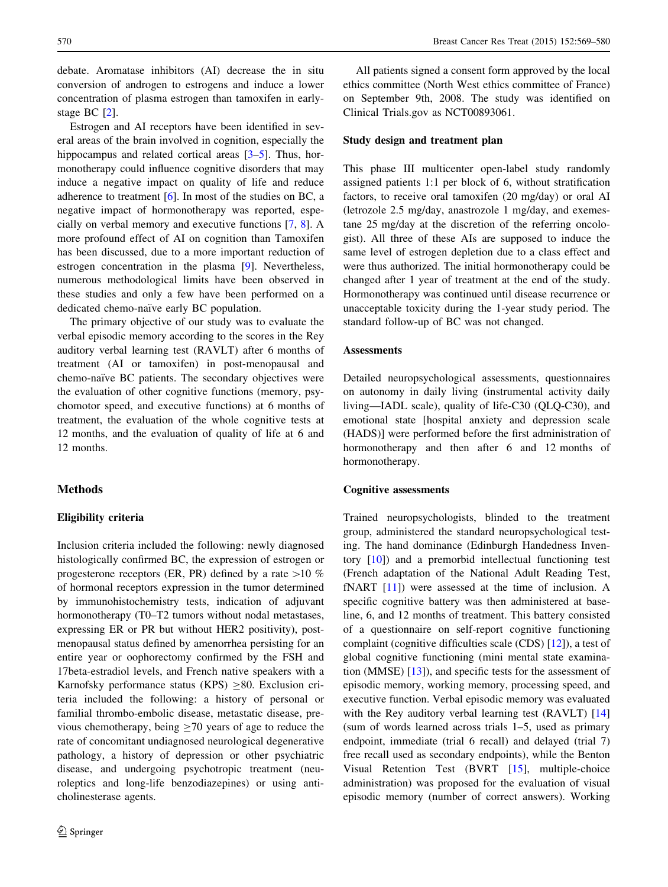debate. Aromatase inhibitors (AI) decrease the in situ conversion of androgen to estrogens and induce a lower concentration of plasma estrogen than tamoxifen in early-stage BC [2].

Estrogen and AI receptors have been identified in several areas of the brain involved in cognition, especially the hippocampus and related cortical areas [3–5]. Thus, hormonotherapy could influence cognitive disorders that may induce a negative impact on quality of life and reduce adherence to treatment [6]. In most of the studies on BC, a negative impact of hormonotherapy was reported, especially on verbal memory and executive functions [7, 8]. A more profound effect of AI on cognition than Tamoxifen has been discussed, due to a more important reduction of estrogen concentration in the plasma [9]. Nevertheless, numerous methodological limits have been observed in these studies and only a few have been performed on a dedicated chemo-naïve early BC population.

The primary objective of our study was to evaluate the verbal episodic memory according to the scores in the Rey auditory verbal learning test (RAVLT) after 6 months of treatment (AI or tamoxifen) in post-menopausal and chemo-naïve BC patients. The secondary objectives were the evaluation of other cognitive functions (memory, psychomotor speed, and executive functions) at 6 months of treatment, the evaluation of the whole cognitive tests at 12 months, and the evaluation of quality of life at 6 and 12 months.

## Methods

### Eligibility criteria

Inclusion criteria included the following: newly diagnosed histologically confirmed BC, the expression of estrogen or progesterone receptors (ER, PR) defined by a rate >10 % of hormonal receptors expression in the tumor determined by immunohistochemistry tests, indication of adjuvant hormonotherapy (T0–T2 tumors without nodal metastases, expressing ER or PR but without HER2 positivity), post-menopausal status defined by amenorrhea persisting for an entire year or oophorectomy confirmed by the FSH and 17beta-estradiol levels, and French native speakers with a Karnofsky performance status (KPS) ≥80. Exclusion criteria included the following: a history of personal or familial thrombo-embolic disease, metastatic disease, previous chemotherapy, being ≥70 years of age to reduce the rate of concomitant undiagnosed neurological degenerative pathology, a history of depression or other psychiatric disease, and undergoing psychotropic treatment (neuroleptics and long-life benzodiazepines) or using anti-cholinesterase agents.

All patients signed a consent form approved by the local ethics committee (North West ethics committee of France) on September 9th, 2008. The study was identified on Clinical Trials.gov as NCT00893061.

### Study design and treatment plan

This phase III multicenter open-label study randomly assigned patients 1:1 per block of 6, without stratification factors, to receive oral tamoxifen (20 mg/day) or oral AI (letrozole 2.5 mg/day, anastrozole 1 mg/day, and exemestane 25 mg/day at the discretion of the referring oncologist). All three of these AIs are supposed to induce the same level of estrogen depletion due to a class effect and were thus authorized. The initial hormonotherapy could be changed after 1 year of treatment at the end of the study. Hormonotherapy was continued until disease recurrence or unacceptable toxicity during the 1-year study period. The standard follow-up of BC was not changed.

### Assessments

Detailed neuropsychological assessments, questionnaires on autonomy in daily living (instrumental activity daily living—IADL scale), quality of life-C30 (QLQ-C30), and emotional state [hospital anxiety and depression scale (HADS)] were performed before the first administration of hormonotherapy and then after 6 and 12 months of hormonotherapy.

### Cognitive assessments

Trained neuropsychologists, blinded to the treatment group, administered the standard neuropsychological testing. The hand dominance (Edinburgh Handedness Inventory [10]) and a premorbid intellectual functioning test (French adaptation of the National Adult Reading Test, fNART [11]) were assessed at the time of inclusion. A specific cognitive battery was then administered at baseline, 6, and 12 months of treatment. This battery consisted of a questionnaire on self-report cognitive functioning complaint (cognitive difficulties scale (CDS) [12]), a test of global cognitive functioning (mini mental state examination (MMSE) [13]), and specific tests for the assessment of episodic memory, working memory, processing speed, and executive function. Verbal episodic memory was evaluated with the Rey auditory verbal learning test (RAVLT) [14] (sum of words learned across trials 1–5, used as primary endpoint, immediate (trial 6 recall) and delayed (trial 7) free recall used as secondary endpoints), while the Benton Visual Retention Test (BVRT [15], multiple-choice administration) was proposed for the evaluation of visual episodic memory (number of correct answers). Working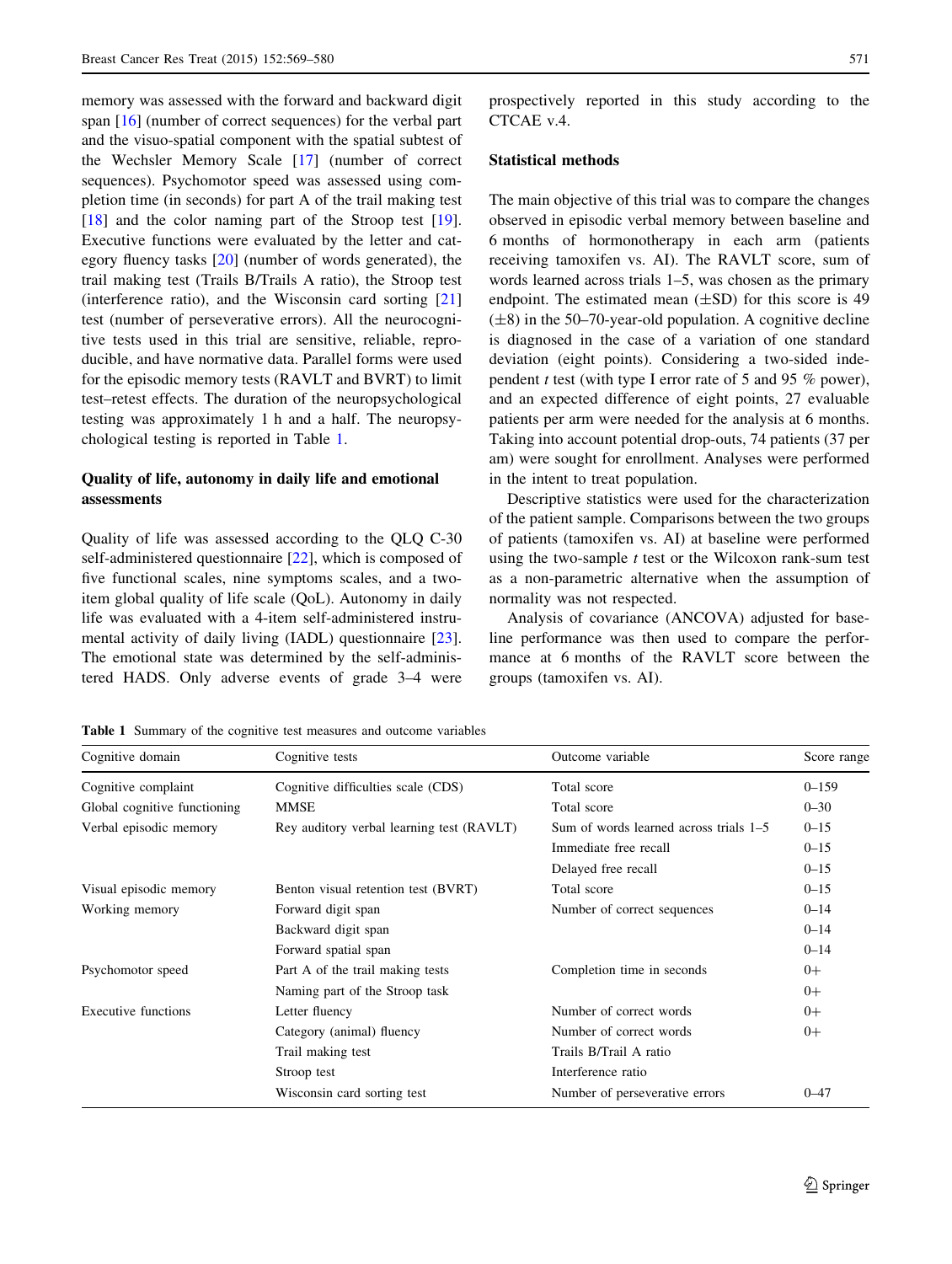memory was assessed with the forward and backward digit span [16] (number of correct sequences) for the verbal part and the visuo-spatial component with the spatial subtest of the Wechsler Memory Scale [17] (number of correct sequences). Psychomotor speed was assessed using completion time (in seconds) for part A of the trail making test [18] and the color naming part of the Stroop test [19]. Executive functions were evaluated by the letter and category fluency tasks [20] (number of words generated), the trail making test (Trails B/Trails A ratio), the Stroop test (interference ratio), and the Wisconsin card sorting [21] test (number of perseverative errors). All the neurocognitive tests used in this trial are sensitive, reliable, reproducible, and have normative data. Parallel forms were used for the episodic memory tests (RAVLT and BVRT) to limit test–retest effects. The duration of the neuropsychological testing was approximately 1 h and a half. The neuropsychological testing is reported in Table 1.

### Quality of life, autonomy in daily life and emotional assessments

Quality of life was assessed according to the QLQ C-30 self-administered questionnaire [22], which is composed of five functional scales, nine symptoms scales, and a two-item global quality of life scale (QoL). Autonomy in daily life was evaluated with a 4-item self-administered instrumental activity of daily living (IADL) questionnaire [23]. The emotional state was determined by the self-administered HADS. Only adverse events of grade 3–4 were prospectively reported in this study according to the CTCAE v.4.

### Statistical methods

The main objective of this trial was to compare the changes observed in episodic verbal memory between baseline and 6 months of hormonotherapy in each arm (patients receiving tamoxifen vs. AI). The RAVLT score, sum of words learned across trials 1–5, was chosen as the primary endpoint. The estimated mean (±SD) for this score is 49 (±8) in the 50–70-year-old population. A cognitive decline is diagnosed in the case of a variation of one standard deviation (eight points). Considering a two-sided independent *t* test (with type I error rate of 5 and 95 % power), and an expected difference of eight points, 27 evaluable patients per arm were needed for the analysis at 6 months. Taking into account potential drop-outs, 74 patients (37 per am) were sought for enrollment. Analyses were performed in the intent to treat population.

Descriptive statistics were used for the characterization of the patient sample. Comparisons between the two groups of patients (tamoxifen vs. AI) at baseline were performed using the two-sample *t* test or the Wilcoxon rank-sum test as a non-parametric alternative when the assumption of normality was not respected.

Analysis of covariance (ANCOVA) adjusted for baseline performance was then used to compare the performance at 6 months of the RAVLT score between the groups (tamoxifen vs. AI).

**Table 1** Summary of the cognitive test measures and outcome variables

| Cognitive domain | Cognitive tests | Outcome variable | Score range |
|---|---|---|---|
| Cognitive complaint | Cognitive difficulties scale (CDS) | Total score | 0–159 |
| Global cognitive functioning | MMSE | Total score | 0–30 |
| Verbal episodic memory | Rey auditory verbal learning test (RAVLT) | Sum of words learned across trials 1–5 | 0–15 |
| | | Immediate free recall | 0–15 |
| | | Delayed free recall | 0–15 |
| Visual episodic memory | Benton visual retention test (BVRT) | Total score | 0–15 |
| Working memory | Forward digit span | Number of correct sequences | 0–14 |
| | Backward digit span | | 0–14 |
| | Forward spatial span | | 0–14 |
| Psychomotor speed | Part A of the trail making tests | Completion time in seconds | 0+ |
| | Naming part of the Stroop task | | 0+ |
| Executive functions | Letter fluency | Number of correct words | 0+ |
| | Category (animal) fluency | Number of correct words | 0+ |
| | Trail making test | Trails B/Trail A ratio | |
| | Stroop test | Interference ratio | |
| | Wisconsin card sorting test | Number of perseverative errors | 0–47 |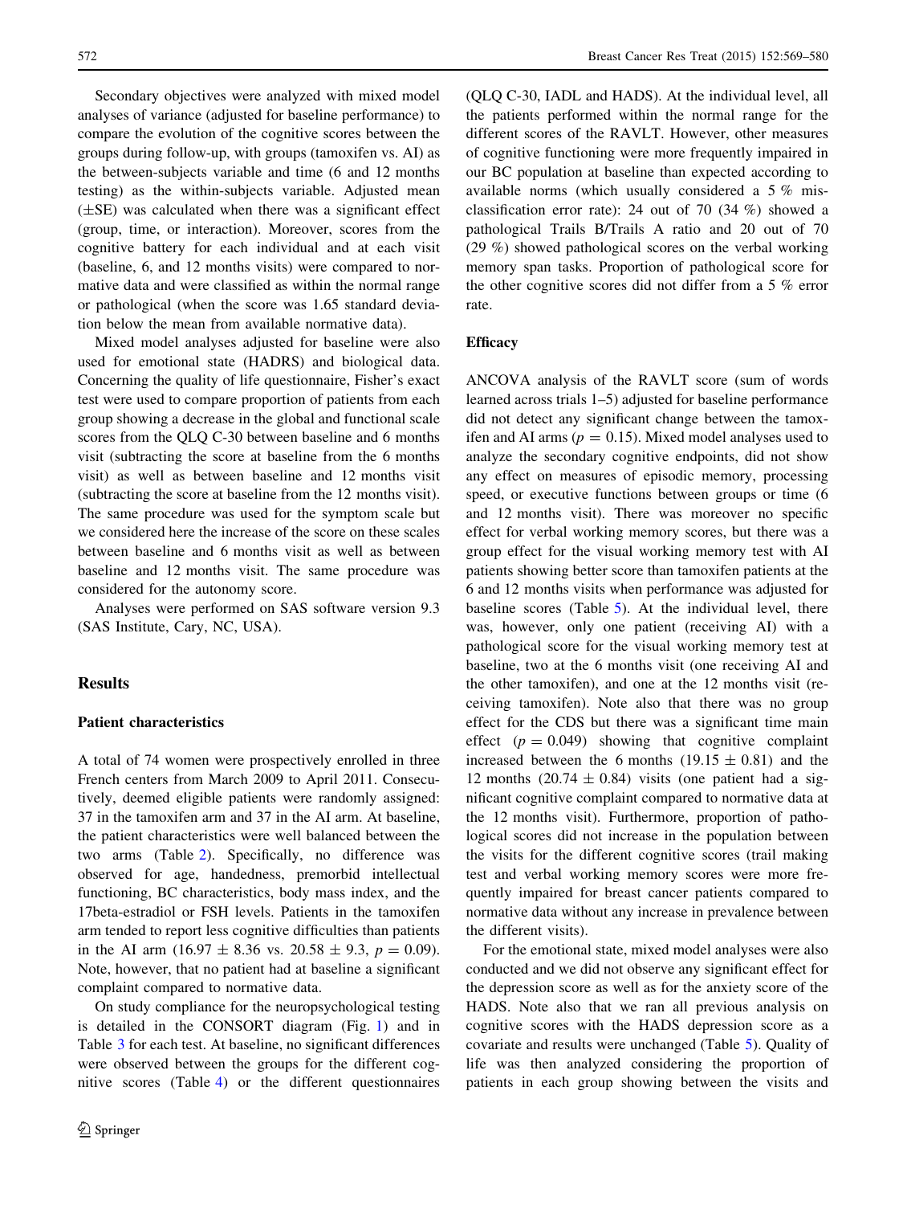Secondary objectives were analyzed with mixed model analyses of variance (adjusted for baseline performance) to compare the evolution of the cognitive scores between the groups during follow-up, with groups (tamoxifen vs. AI) as the between-subjects variable and time (6 and 12 months testing) as the within-subjects variable. Adjusted mean (±SE) was calculated when there was a significant effect (group, time, or interaction). Moreover, scores from the cognitive battery for each individual and at each visit (baseline, 6, and 12 months visits) were compared to normative data and were classified as within the normal range or pathological (when the score was 1.65 standard deviation below the mean from available normative data).

Mixed model analyses adjusted for baseline were also used for emotional state (HADRS) and biological data. Concerning the quality of life questionnaire, Fisher's exact test were used to compare proportion of patients from each group showing a decrease in the global and functional scale scores from the QLQ C-30 between baseline and 6 months visit (subtracting the score at baseline from the 6 months visit) as well as between baseline and 12 months visit (subtracting the score at baseline from the 12 months visit). The same procedure was used for the symptom scale but we considered here the increase of the score on these scales between baseline and 6 months visit as well as between baseline and 12 months visit. The same procedure was considered for the autonomy score.

Analyses were performed on SAS software version 9.3 (SAS Institute, Cary, NC, USA).

## Results

### Patient characteristics

A total of 74 women were prospectively enrolled in three French centers from March 2009 to April 2011. Consecutively, deemed eligible patients were randomly assigned: 37 in the tamoxifen arm and 37 in the AI arm. At baseline, the patient characteristics were well balanced between the two arms (Table 2). Specifically, no difference was observed for age, handedness, premorbid intellectual functioning, BC characteristics, body mass index, and the 17beta-estradiol or FSH levels. Patients in the tamoxifen arm tended to report less cognitive difficulties than patients in the AI arm (16.97 ± 8.36 vs. 20.58 ± 9.3, $p = 0.09$). Note, however, that no patient had at baseline a significant complaint compared to normative data.

On study compliance for the neuropsychological testing is detailed in the CONSORT diagram (Fig. 1) and in Table 3 for each test. At baseline, no significant differences were observed between the groups for the different cognitive scores (Table 4) or the different questionnaires (QLQ C-30, IADL and HADS). At the individual level, all the patients performed within the normal range for the different scores of the RAVLT. However, other measures of cognitive functioning were more frequently impaired in our BC population at baseline than expected according to available norms (which usually considered a 5 % misclassification error rate): 24 out of 70 (34 %) showed a pathological Trails B/Trails A ratio and 20 out of 70 (29 %) showed pathological scores on the verbal working memory span tasks. Proportion of pathological score for the other cognitive scores did not differ from a 5 % error rate.

### Efficacy

ANCOVA analysis of the RAVLT score (sum of words learned across trials 1–5) adjusted for baseline performance did not detect any significant change between the tamoxifen and AI arms ($p = 0.15$). Mixed model analyses used to analyze the secondary cognitive endpoints, did not show any effect on measures of episodic memory, processing speed, or executive functions between groups or time (6 and 12 months visit). There was moreover no specific effect for verbal working memory scores, but there was a group effect for the visual working memory test with AI patients showing better score than tamoxifen patients at the 6 and 12 months visits when performance was adjusted for baseline scores (Table 5). At the individual level, there was, however, only one patient (receiving AI) with a pathological score for the visual working memory test at baseline, two at the 6 months visit (one receiving AI and the other tamoxifen), and one at the 12 months visit (receiving tamoxifen). Note also that there was no group effect for the CDS but there was a significant time main effect ($p = 0.049$) showing that cognitive complaint increased between the 6 months (19.15 ± 0.81) and the 12 months (20.74 ± 0.84) visits (one patient had a significant cognitive complaint compared to normative data at the 12 months visit). Furthermore, proportion of pathological scores did not increase in the population between the visits for the different cognitive scores (trail making test and verbal working memory scores were more frequently impaired for breast cancer patients compared to normative data without any increase in prevalence between the different visits).

For the emotional state, mixed model analyses were also conducted and we did not observe any significant effect for the depression score as well as for the anxiety score of the HADS. Note also that we ran all previous analysis on cognitive scores with the HADS depression score as a covariate and results were unchanged (Table 5). Quality of life was then analyzed considering the proportion of patients in each group showing between the visits and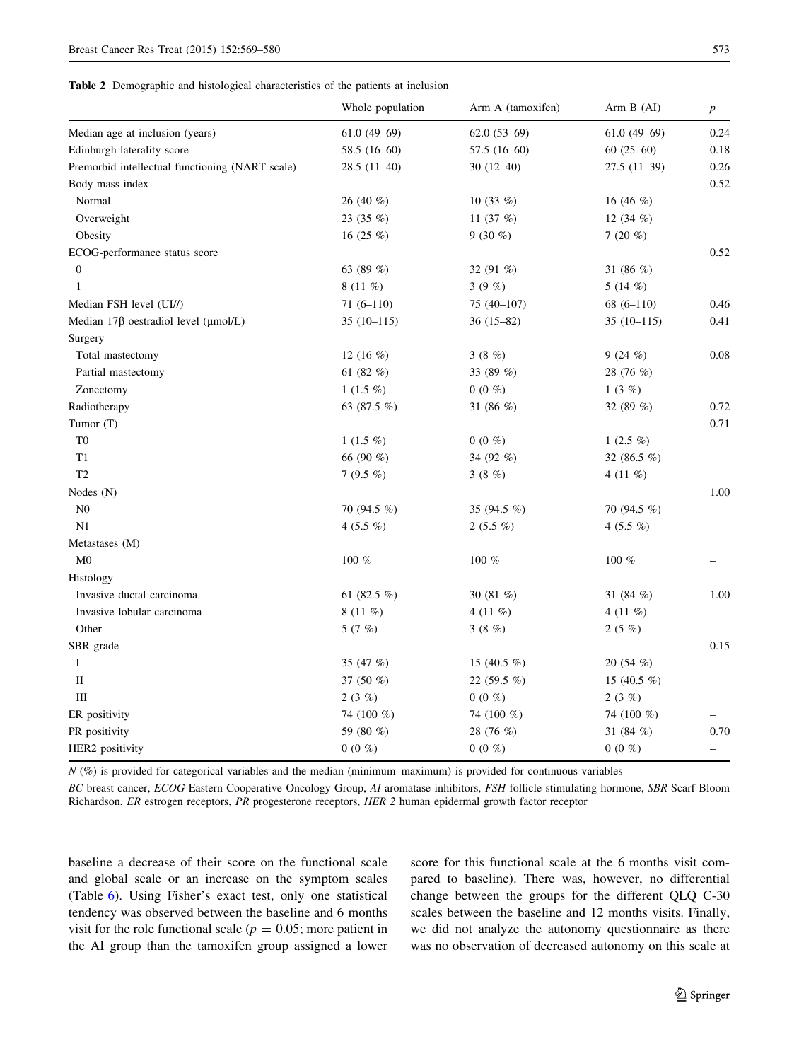**Table 2** Demographic and histological characteristics of the patients at inclusion

| | Whole population | Arm A (tamoxifen) | Arm B (AI) | *p* |
|---|---|---|---|---|
| Median age at inclusion (years) | 61.0 (49–69) | 62.0 (53–69) | 61.0 (49–69) | 0.24 |
| Edinburgh laterality score | 58.5 (16–60) | 57.5 (16–60) | 60 (25–60) | 0.18 |
| Premorbid intellectual functioning (NART scale) | 28.5 (11–40) | 30 (12–40) | 27.5 (11–39) | 0.26 |
| Body mass index | | | | 0.52 |
| Normal | 26 (40 %) | 10 (33 %) | 16 (46 %) | |
| Overweight | 23 (35 %) | 11 (37 %) | 12 (34 %) | |
| Obesity | 16 (25 %) | 9 (30 %) | 7 (20 %) | |
| ECOG-performance status score | | | | 0.52 |
| 0 | 63 (89 %) | 32 (91 %) | 31 (86 %) | |
| 1 | 8 (11 %) | 3 (9 %) | 5 (14 %) | |
| Median FSH level (UI//) | 71 (6–110) | 75 (40–107) | 68 (6–110) | 0.46 |
| Median 17β oestradiol level (μmol/L) | 35 (10–115) | 36 (15–82) | 35 (10–115) | 0.41 |
| Surgery | | | | |
| Total mastectomy | 12 (16 %) | 3 (8 %) | 9 (24 %) | 0.08 |
| Partial mastectomy | 61 (82 %) | 33 (89 %) | 28 (76 %) | |
| Zonectomy | 1 (1.5 %) | 0 (0 %) | 1 (3 %) | |
| Radiotherapy | 63 (87.5 %) | 31 (86 %) | 32 (89 %) | 0.72 |
| Tumor (T) | | | | 0.71 |
| T0 | 1 (1.5 %) | 0 (0 %) | 1 (2.5 %) | |
| T1 | 66 (90 %) | 34 (92 %) | 32 (86.5 %) | |
| T2 | 7 (9.5 %) | 3 (8 %) | 4 (11 %) | |
| Nodes (N) | | | | 1.00 |
| N0 | 70 (94.5 %) | 35 (94.5 %) | 70 (94.5 %) | |
| N1 | 4 (5.5 %) | 2 (5.5 %) | 4 (5.5 %) | |
| Metastases (M) | | | | |
| M0 | 100 % | 100 % | 100 % | – |
| Histology | | | | |
| Invasive ductal carcinoma | 61 (82.5 %) | 30 (81 %) | 31 (84 %) | 1.00 |
| Invasive lobular carcinoma | 8 (11 %) | 4 (11 %) | 4 (11 %) | |
| Other | 5 (7 %) | 3 (8 %) | 2 (5 %) | |
| SBR grade | | | | 0.15 |
| I | 35 (47 %) | 15 (40.5 %) | 20 (54 %) | |
| II | 37 (50 %) | 22 (59.5 %) | 15 (40.5 %) | |
| III | 2 (3 %) | 0 (0 %) | 2 (3 %) | |
| ER positivity | 74 (100 %) | 74 (100 %) | 74 (100 %) | – |
| PR positivity | 59 (80 %) | 28 (76 %) | 31 (84 %) | 0.70 |
| HER2 positivity | 0 (0 %) | 0 (0 %) | 0 (0 %) | – |

*N* (%) is provided for categorical variables and the median (minimum–maximum) is provided for continuous variables

*BC* breast cancer, *ECOG* Eastern Cooperative Oncology Group, *AI* aromatase inhibitors, *FSH* follicle stimulating hormone, *SBR* Scarf Bloom Richardson, *ER* estrogen receptors, *PR* progesterone receptors, *HER 2* human epidermal growth factor receptor

baseline a decrease of their score on the functional scale and global scale or an increase on the symptom scales (Table 6). Using Fisher's exact test, only one statistical tendency was observed between the baseline and 6 months visit for the role functional scale ($p = 0.05$; more patient in the AI group than the tamoxifen group assigned a lower score for this functional scale at the 6 months visit compared to baseline). There was, however, no differential change between the groups for the different QLQ C-30 scales between the baseline and 12 months visits. Finally, we did not analyze the autonomy questionnaire as there was no observation of decreased autonomy on this scale at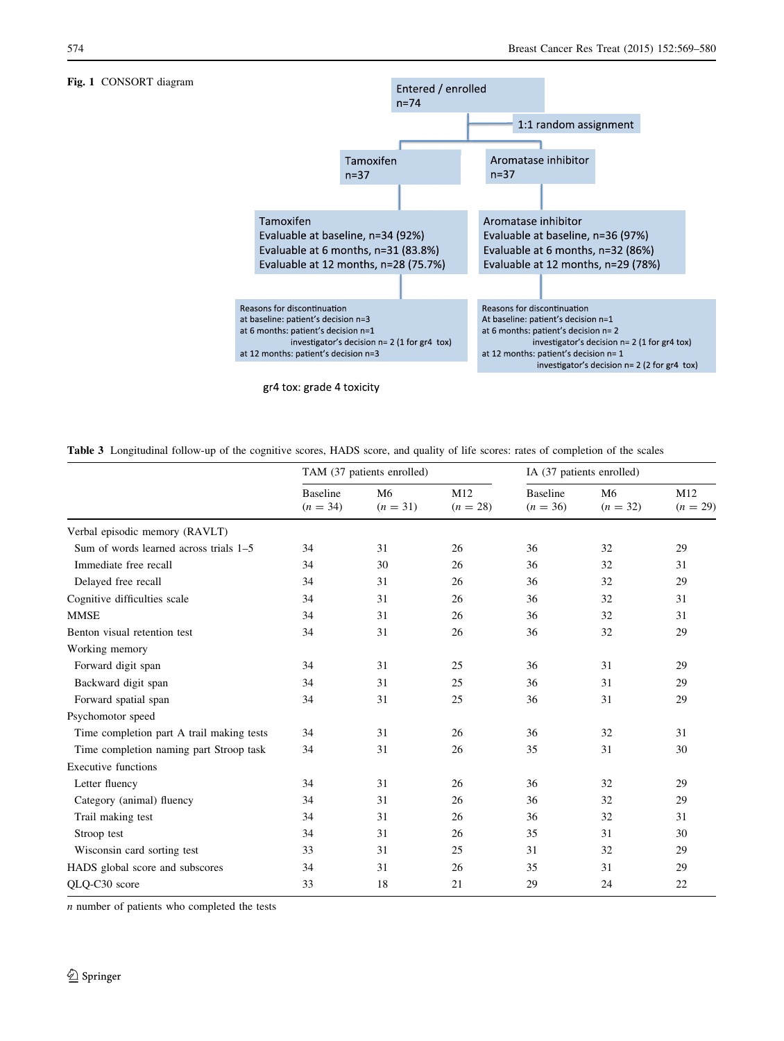**Fig. 1** CONSORT diagram

Entered / enrolled
n=74

1:1 random assignment

Tamoxifen
n=37

Aromatase inhibitor
n=37

Tamoxifen
Evaluable at baseline, n=34 (92%)
Evaluable at 6 months, n=31 (83.8%)
Evaluable at 12 months, n=28 (75.7%)

Aromatase inhibitor
Evaluable at baseline, n=36 (97%)
Evaluable at 6 months, n=32 (86%)
Evaluable at 12 months, n=29 (78%)

Reasons for discontinuation
at baseline: patient's decision n=3
at 6 months: patient's decision n=1
investigator's decision n= 2 (1 for gr4 tox)
at 12 months: patient's decision n=3

Reasons for discontinuation
At baseline: patient's decision n=1
at 6 months: patient's decision n= 2
investigator's decision n= 2 (1 for gr4 tox)
at 12 months: patient's decision n= 1
investigator's decision n= 2 (2 for gr4 tox)

gr4 tox: grade 4 toxicity

**Table 3** Longitudinal follow-up of the cognitive scores, HADS score, and quality of life scores: rates of completion of the scales

| | TAM (37 patients enrolled) | | | IA (37 patients enrolled) | | |
|---|---|---|---|---|---|---|
| | Baseline ($n$ = 34) | M6 ($n$ = 31) | M12 ($n$ = 28) | Baseline ($n$ = 36) | M6 ($n$ = 32) | M12 ($n$ = 29) |
| Verbal episodic memory (RAVLT) | | | | | | |
| Sum of words learned across trials 1–5 | 34 | 31 | 26 | 36 | 32 | 29 |
| Immediate free recall | 34 | 30 | 26 | 36 | 32 | 31 |
| Delayed free recall | 34 | 31 | 26 | 36 | 32 | 29 |
| Cognitive difficulties scale | 34 | 31 | 26 | 36 | 32 | 31 |
| MMSE | 34 | 31 | 26 | 36 | 32 | 31 |
| Benton visual retention test | 34 | 31 | 26 | 36 | 32 | 29 |
| Working memory | | | | | | |
| Forward digit span | 34 | 31 | 25 | 36 | 31 | 29 |
| Backward digit span | 34 | 31 | 25 | 36 | 31 | 29 |
| Forward spatial span | 34 | 31 | 25 | 36 | 31 | 29 |
| Psychomotor speed | | | | | | |
| Time completion part A trail making tests | 34 | 31 | 26 | 36 | 32 | 31 |
| Time completion naming part Stroop task | 34 | 31 | 26 | 35 | 31 | 30 |
| Executive functions | | | | | | |
| Letter fluency | 34 | 31 | 26 | 36 | 32 | 29 |
| Category (animal) fluency | 34 | 31 | 26 | 36 | 32 | 29 |
| Trail making test | 34 | 31 | 26 | 36 | 32 | 31 |
| Stroop test | 34 | 31 | 26 | 35 | 31 | 30 |
| Wisconsin card sorting test | 33 | 31 | 25 | 31 | 32 | 29 |
| HADS global score and subscores | 34 | 31 | 26 | 35 | 31 | 29 |
| QLQ-C30 score | 33 | 18 | 21 | 29 | 24 | 22 |

$n$ number of patients who completed the tests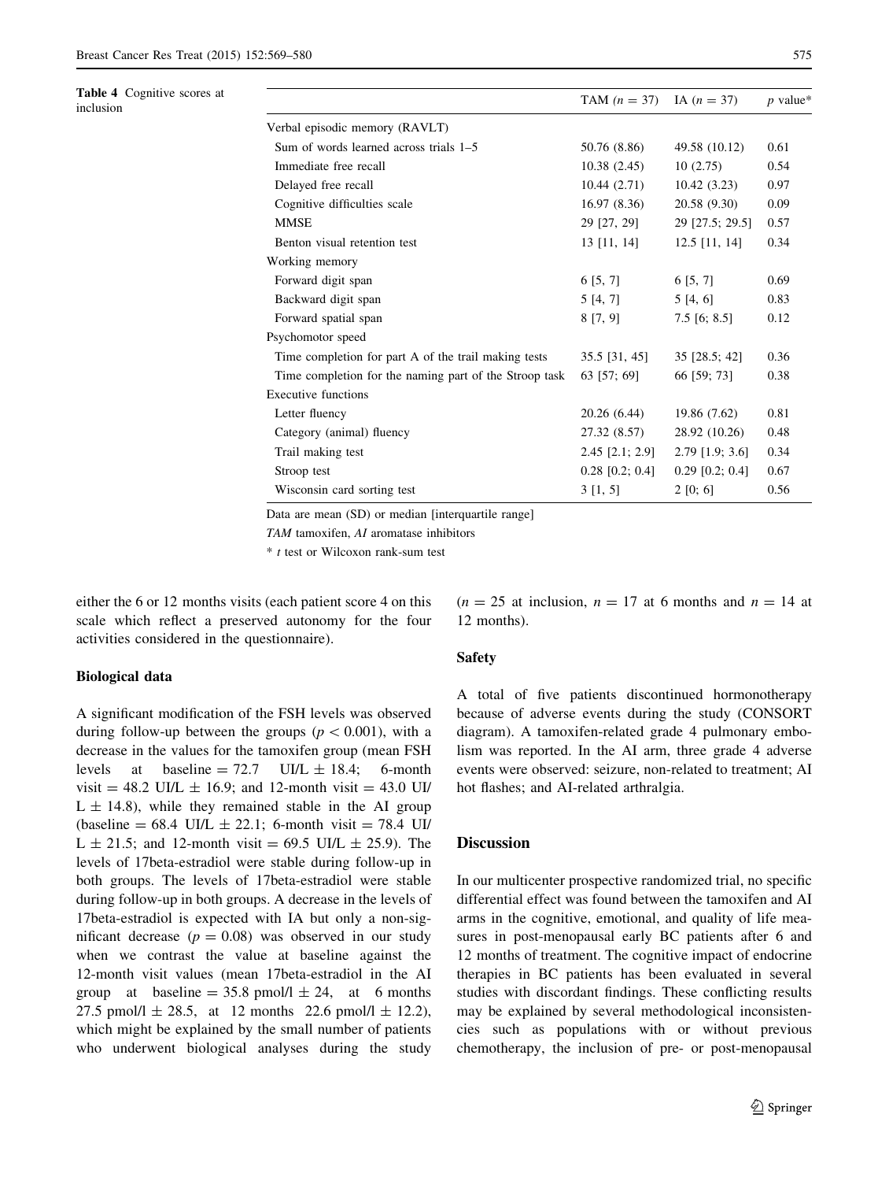**Table 4** Cognitive scores at inclusion

| | TAM (*n* = 37) | IA (*n* = 37) | *p* value* |
|---|---|---|---|
| Verbal episodic memory (RAVLT) | | | |
| Sum of words learned across trials 1–5 | 50.76 (8.86) | 49.58 (10.12) | 0.61 |
| Immediate free recall | 10.38 (2.45) | 10 (2.75) | 0.54 |
| Delayed free recall | 10.44 (2.71) | 10.42 (3.23) | 0.97 |
| Cognitive difficulties scale | 16.97 (8.36) | 20.58 (9.30) | 0.09 |
| MMSE | 29 [27, 29] | 29 [27.5; 29.5] | 0.57 |
| Benton visual retention test | 13 [11, 14] | 12.5 [11, 14] | 0.34 |
| Working memory | | | |
| Forward digit span | 6 [5, 7] | 6 [5, 7] | 0.69 |
| Backward digit span | 5 [4, 7] | 5 [4, 6] | 0.83 |
| Forward spatial span | 8 [7, 9] | 7.5 [6; 8.5] | 0.12 |
| Psychomotor speed | | | |
| Time completion for part A of the trail making tests | 35.5 [31, 45] | 35 [28.5; 42] | 0.36 |
| Time completion for the naming part of the Stroop task | 63 [57; 69] | 66 [59; 73] | 0.38 |
| Executive functions | | | |
| Letter fluency | 20.26 (6.44) | 19.86 (7.62) | 0.81 |
| Category (animal) fluency | 27.32 (8.57) | 28.92 (10.26) | 0.48 |
| Trail making test | 2.45 [2.1; 2.9] | 2.79 [1.9; 3.6] | 0.34 |
| Stroop test | 0.28 [0.2; 0.4] | 0.29 [0.2; 0.4] | 0.67 |
| Wisconsin card sorting test | 3 [1, 5] | 2 [0; 6] | 0.56 |

Data are mean (SD) or median [interquartile range]

*TAM* tamoxifen, *AI* aromatase inhibitors

\* *t* test or Wilcoxon rank-sum test

either the 6 or 12 months visits (each patient score 4 on this scale which reflect a preserved autonomy for the four activities considered in the questionnaire).

### Biological data

A significant modification of the FSH levels was observed during follow-up between the groups ($p < 0.001$), with a decrease in the values for the tamoxifen group (mean FSH levels at baseline = 72.7 UI/L ± 18.4; 6-month visit = 48.2 UI/L ± 16.9; and 12-month visit = 43.0 UI/L ± 14.8), while they remained stable in the AI group (baseline = 68.4 UI/L ± 22.1; 6-month visit = 78.4 UI/L ± 21.5; and 12-month visit = 69.5 UI/L ± 25.9). The levels of 17beta-estradiol were stable during follow-up in both groups. The levels of 17beta-estradiol were stable during follow-up in both groups. A decrease in the levels of 17beta-estradiol is expected with IA but only a non-significant decrease ($p = 0.08$) was observed in our study when we contrast the value at baseline against the 12-month visit values (mean 17beta-estradiol in the AI group at baseline = 35.8 pmol/l ± 24, at 6 months 27.5 pmol/l ± 28.5, at 12 months 22.6 pmol/l ± 12.2), which might be explained by the small number of patients who underwent biological analyses during the study ($n = 25$ at inclusion, $n = 17$ at 6 months and $n = 14$ at 12 months).

### Safety

A total of five patients discontinued hormonotherapy because of adverse events during the study (CONSORT diagram). A tamoxifen-related grade 4 pulmonary embolism was reported. In the AI arm, three grade 4 adverse events were observed: seizure, non-related to treatment; AI hot flashes; and AI-related arthralgia.

## Discussion

In our multicenter prospective randomized trial, no specific differential effect was found between the tamoxifen and AI arms in the cognitive, emotional, and quality of life measures in post-menopausal early BC patients after 6 and 12 months of treatment. The cognitive impact of endocrine therapies in BC patients has been evaluated in several studies with discordant findings. These conflicting results may be explained by several methodological inconsistencies such as populations with or without previous chemotherapy, the inclusion of pre- or post-menopausal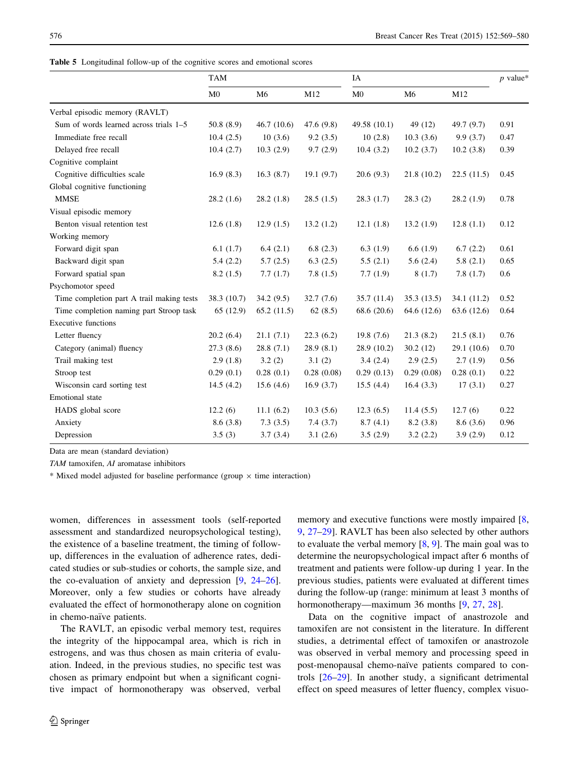**Table 5** Longitudinal follow-up of the cognitive scores and emotional scores

| | TAM | | | IA | | | p value* |
|---|---|---|---|---|---|---|---|
| | M0 | M6 | M12 | M0 | M6 | M12 | |
| Verbal episodic memory (RAVLT) | | | | | | | |
| Sum of words learned across trials 1–5 | 50.8 (8.9) | 46.7 (10.6) | 47.6 (9.8) | 49.58 (10.1) | 49 (12) | 49.7 (9.7) | 0.91 |
| Immediate free recall | 10.4 (2.5) | 10 (3.6) | 9.2 (3.5) | 10 (2.8) | 10.3 (3.6) | 9.9 (3.7) | 0.47 |
| Delayed free recall | 10.4 (2.7) | 10.3 (2.9) | 9.7 (2.9) | 10.4 (3.2) | 10.2 (3.7) | 10.2 (3.8) | 0.39 |
| Cognitive complaint | | | | | | | |
| Cognitive difficulties scale | 16.9 (8.3) | 16.3 (8.7) | 19.1 (9.7) | 20.6 (9.3) | 21.8 (10.2) | 22.5 (11.5) | 0.45 |
| Global cognitive functioning | | | | | | | |
| MMSE | 28.2 (1.6) | 28.2 (1.8) | 28.5 (1.5) | 28.3 (1.7) | 28.3 (2) | 28.2 (1.9) | 0.78 |
| Visual episodic memory | | | | | | | |
| Benton visual retention test | 12.6 (1.8) | 12.9 (1.5) | 13.2 (1.2) | 12.1 (1.8) | 13.2 (1.9) | 12.8 (1.1) | 0.12 |
| Working memory | | | | | | | |
| Forward digit span | 6.1 (1.7) | 6.4 (2.1) | 6.8 (2.3) | 6.3 (1.9) | 6.6 (1.9) | 6.7 (2.2) | 0.61 |
| Backward digit span | 5.4 (2.2) | 5.7 (2.5) | 6.3 (2.5) | 5.5 (2.1) | 5.6 (2.4) | 5.8 (2.1) | 0.65 |
| Forward spatial span | 8.2 (1.5) | 7.7 (1.7) | 7.8 (1.5) | 7.7 (1.9) | 8 (1.7) | 7.8 (1.7) | 0.6 |
| Psychomotor speed | | | | | | | |
| Time completion part A trail making tests | 38.3 (10.7) | 34.2 (9.5) | 32.7 (7.6) | 35.7 (11.4) | 35.3 (13.5) | 34.1 (11.2) | 0.52 |
| Time completion naming part Stroop task | 65 (12.9) | 65.2 (11.5) | 62 (8.5) | 68.6 (20.6) | 64.6 (12.6) | 63.6 (12.6) | 0.64 |
| Executive functions | | | | | | | |
| Letter fluency | 20.2 (6.4) | 21.1 (7.1) | 22.3 (6.2) | 19.8 (7.6) | 21.3 (8.2) | 21.5 (8.1) | 0.76 |
| Category (animal) fluency | 27.3 (8.6) | 28.8 (7.1) | 28.9 (8.1) | 28.9 (10.2) | 30.2 (12) | 29.1 (10.6) | 0.70 |
| Trail making test | 2.9 (1.8) | 3.2 (2) | 3.1 (2) | 3.4 (2.4) | 2.9 (2.5) | 2.7 (1.9) | 0.56 |
| Stroop test | 0.29 (0.1) | 0.28 (0.1) | 0.28 (0.08) | 0.29 (0.13) | 0.29 (0.08) | 0.28 (0.1) | 0.22 |
| Wisconsin card sorting test | 14.5 (4.2) | 15.6 (4.6) | 16.9 (3.7) | 15.5 (4.4) | 16.4 (3.3) | 17 (3.1) | 0.27 |
| Emotional state | | | | | | | |
| HADS global score | 12.2 (6) | 11.1 (6.2) | 10.3 (5.6) | 12.3 (6.5) | 11.4 (5.5) | 12.7 (6) | 0.22 |
| Anxiety | 8.6 (3.8) | 7.3 (3.5) | 7.4 (3.7) | 8.7 (4.1) | 8.2 (3.8) | 8.6 (3.6) | 0.96 |
| Depression | 3.5 (3) | 3.7 (3.4) | 3.1 (2.6) | 3.5 (2.9) | 3.2 (2.2) | 3.9 (2.9) | 0.12 |

Data are mean (standard deviation)

*TAM* tamoxifen, *AI* aromatase inhibitors

* Mixed model adjusted for baseline performance (group × time interaction)

women, differences in assessment tools (self-reported assessment and standardized neuropsychological testing), the existence of a baseline treatment, the timing of follow-up, differences in the evaluation of adherence rates, dedicated studies or sub-studies or cohorts, the sample size, and the co-evaluation of anxiety and depression [9, 24–26]. Moreover, only a few studies or cohorts have already evaluated the effect of hormonotherapy alone on cognition in chemo-naïve patients.

The RAVLT, an episodic verbal memory test, requires the integrity of the hippocampal area, which is rich in estrogens, and was thus chosen as main criteria of evaluation. Indeed, in the previous studies, no specific test was chosen as primary endpoint but when a significant cognitive impact of hormonotherapy was observed, verbal memory and executive functions were mostly impaired [8, 9, 27–29]. RAVLT has been also selected by other authors to evaluate the verbal memory [8, 9]. The main goal was to determine the neuropsychological impact after 6 months of treatment and patients were follow-up during 1 year. In the previous studies, patients were evaluated at different times during the follow-up (range: minimum at least 3 months of hormonotherapy—maximum 36 months [9, 27, 28].

Data on the cognitive impact of anastrozole and tamoxifen are not consistent in the literature. In different studies, a detrimental effect of tamoxifen or anastrozole was observed in verbal memory and processing speed in post-menopausal chemo-naïve patients compared to controls [26–29]. In another study, a significant detrimental effect on speed measures of letter fluency, complex visuo-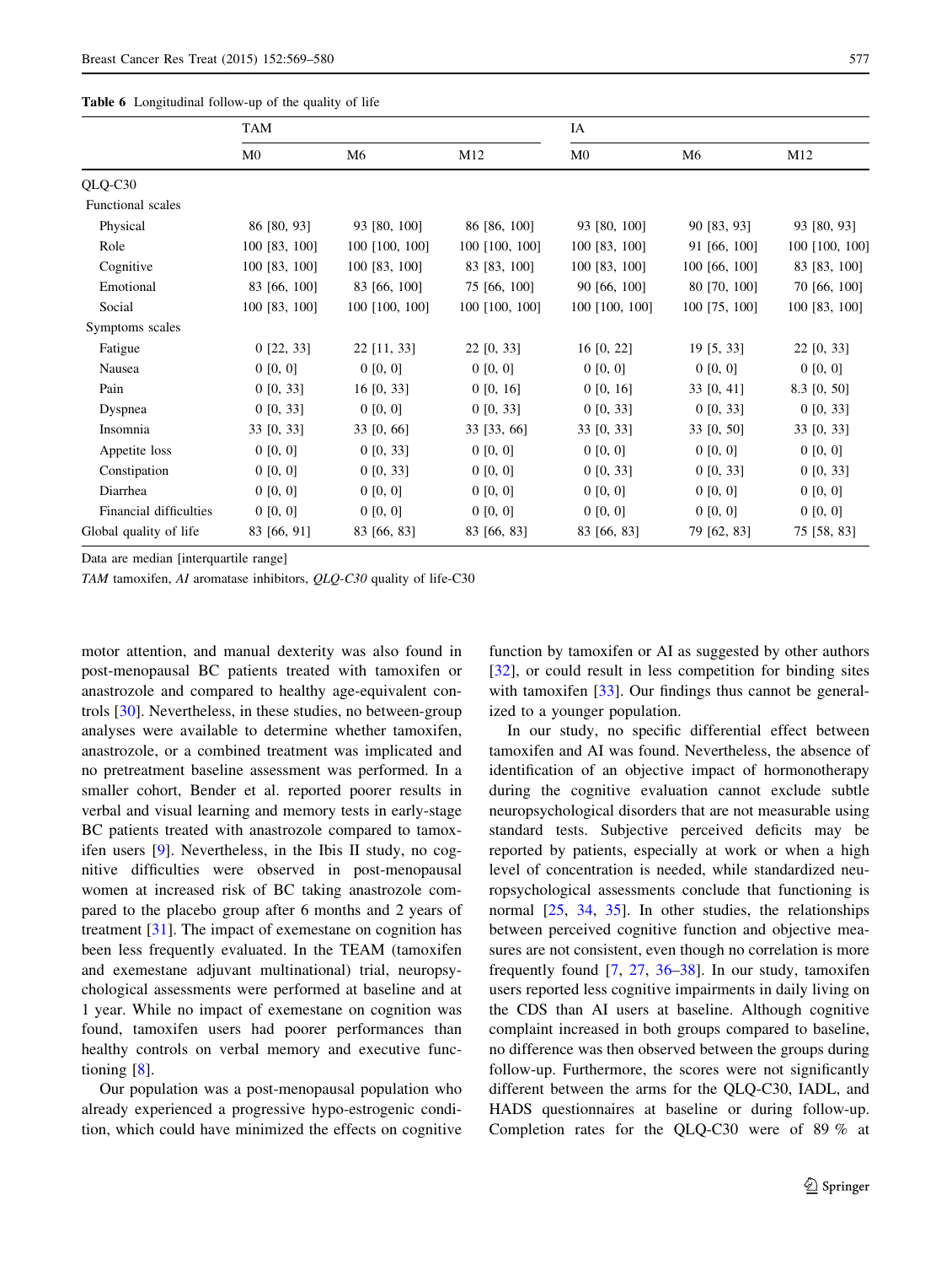**Table 6** Longitudinal follow-up of the quality of life

| | TAM | | | IA | | |
|---|---|---|---|---|---|---|
| | M0 | M6 | M12 | M0 | M6 | M12 |
| QLQ-C30 | | | | | | |
| Functional scales | | | | | | |
| Physical | 86 [80, 93] | 93 [80, 100] | 86 [86, 100] | 93 [80, 100] | 90 [83, 93] | 93 [80, 93] |
| Role | 100 [83, 100] | 100 [100, 100] | 100 [100, 100] | 100 [83, 100] | 91 [66, 100] | 100 [100, 100] |
| Cognitive | 100 [83, 100] | 100 [83, 100] | 83 [83, 100] | 100 [83, 100] | 100 [66, 100] | 83 [83, 100] |
| Emotional | 83 [66, 100] | 83 [66, 100] | 75 [66, 100] | 90 [66, 100] | 80 [70, 100] | 70 [66, 100] |
| Social | 100 [83, 100] | 100 [100, 100] | 100 [100, 100] | 100 [100, 100] | 100 [75, 100] | 100 [83, 100] |
| Symptoms scales | | | | | | |
| Fatigue | 0 [22, 33] | 22 [11, 33] | 22 [0, 33] | 16 [0, 22] | 19 [5, 33] | 22 [0, 33] |
| Nausea | 0 [0, 0] | 0 [0, 0] | 0 [0, 0] | 0 [0, 0] | 0 [0, 0] | 0 [0, 0] |
| Pain | 0 [0, 33] | 16 [0, 33] | 0 [0, 16] | 0 [0, 16] | 33 [0, 41] | 8.3 [0, 50] |
| Dyspnea | 0 [0, 33] | 0 [0, 0] | 0 [0, 33] | 0 [0, 33] | 0 [0, 33] | 0 [0, 33] |
| Insomnia | 33 [0, 33] | 33 [0, 66] | 33 [33, 66] | 33 [0, 33] | 33 [0, 50] | 33 [0, 33] |
| Appetite loss | 0 [0, 0] | 0 [0, 33] | 0 [0, 0] | 0 [0, 0] | 0 [0, 0] | 0 [0, 0] |
| Constipation | 0 [0, 0] | 0 [0, 33] | 0 [0, 0] | 0 [0, 33] | 0 [0, 33] | 0 [0, 33] |
| Diarrhea | 0 [0, 0] | 0 [0, 0] | 0 [0, 0] | 0 [0, 0] | 0 [0, 0] | 0 [0, 0] |
| Financial difficulties | 0 [0, 0] | 0 [0, 0] | 0 [0, 0] | 0 [0, 0] | 0 [0, 0] | 0 [0, 0] |
| Global quality of life | 83 [66, 91] | 83 [66, 83] | 83 [66, 83] | 83 [66, 83] | 79 [62, 83] | 75 [58, 83] |

Data are median [interquartile range]

*TAM* tamoxifen, *AI* aromatase inhibitors, *QLQ-C30* quality of life-C30

motor attention, and manual dexterity was also found in post-menopausal BC patients treated with tamoxifen or anastrozole and compared to healthy age-equivalent controls [30]. Nevertheless, in these studies, no between-group analyses were available to determine whether tamoxifen, anastrozole, or a combined treatment was implicated and no pretreatment baseline assessment was performed. In a smaller cohort, Bender et al. reported poorer results in verbal and visual learning and memory tests in early-stage BC patients treated with anastrozole compared to tamoxifen users [9]. Nevertheless, in the Ibis II study, no cognitive difficulties were observed in post-menopausal women at increased risk of BC taking anastrozole compared to the placebo group after 6 months and 2 years of treatment [31]. The impact of exemestane on cognition has been less frequently evaluated. In the TEAM (tamoxifen and exemestane adjuvant multinational) trial, neuropsychological assessments were performed at baseline and at 1 year. While no impact of exemestane on cognition was found, tamoxifen users had poorer performances than healthy controls on verbal memory and executive functioning [8].

Our population was a post-menopausal population who already experienced a progressive hypo-estrogenic condition, which could have minimized the effects on cognitive function by tamoxifen or AI as suggested by other authors [32], or could result in less competition for binding sites with tamoxifen [33]. Our findings thus cannot be generalized to a younger population.

In our study, no specific differential effect between tamoxifen and AI was found. Nevertheless, the absence of identification of an objective impact of hormonotherapy during the cognitive evaluation cannot exclude subtle neuropsychological disorders that are not measurable using standard tests. Subjective perceived deficits may be reported by patients, especially at work or when a high level of concentration is needed, while standardized neuropsychological assessments conclude that functioning is normal [25, 34, 35]. In other studies, the relationships between perceived cognitive function and objective measures are not consistent, even though no correlation is more frequently found [7, 27, 36–38]. In our study, tamoxifen users reported less cognitive impairments in daily living on the CDS than AI users at baseline. Although cognitive complaint increased in both groups compared to baseline, no difference was then observed between the groups during follow-up. Furthermore, the scores were not significantly different between the arms for the QLQ-C30, IADL, and HADS questionnaires at baseline or during follow-up. Completion rates for the QLQ-C30 were of 89 % at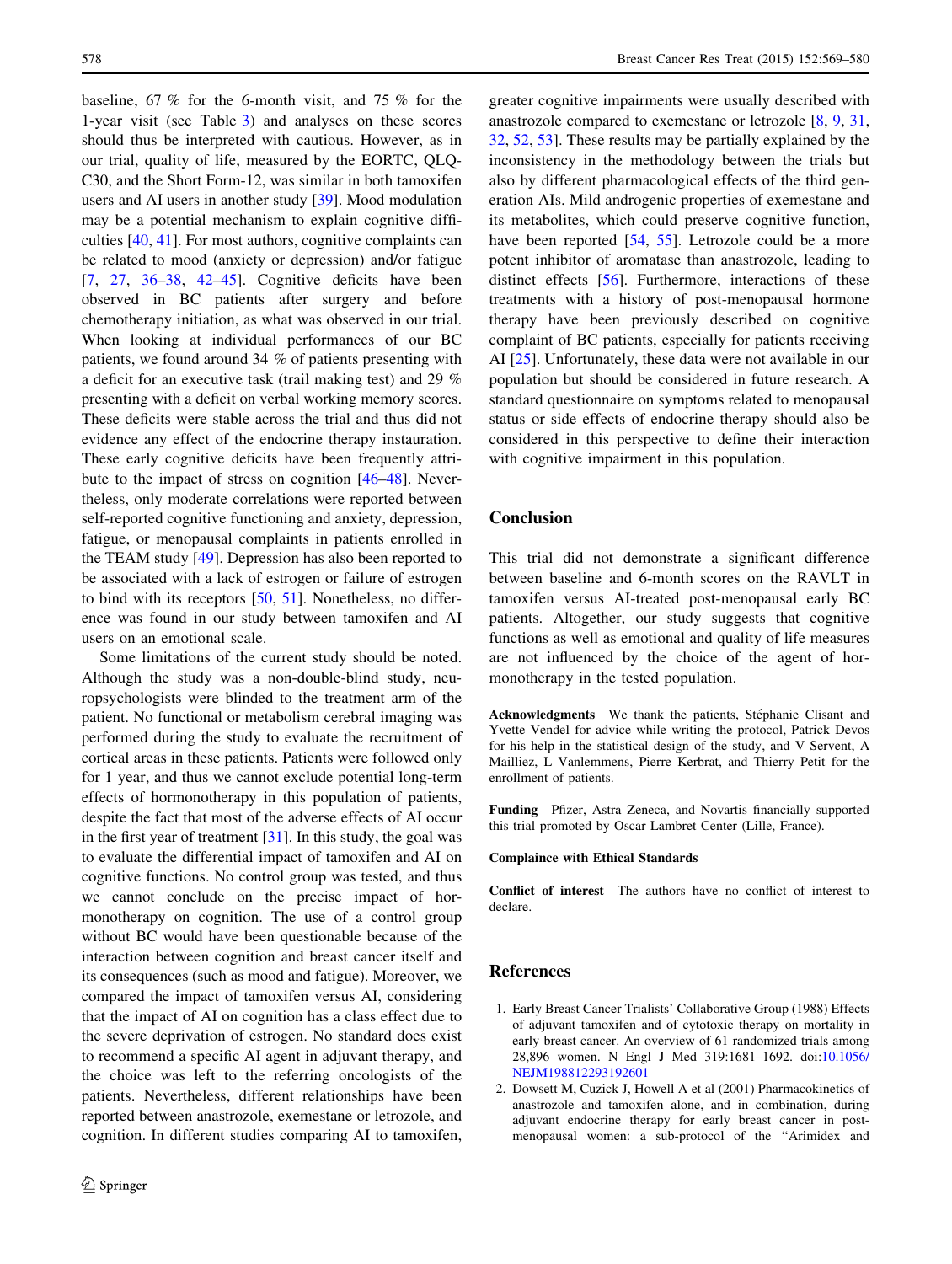baseline, 67 % for the 6-month visit, and 75 % for the 1-year visit (see Table 3) and analyses on these scores should thus be interpreted with cautious. However, as in our trial, quality of life, measured by the EORTC, QLQ-C30, and the Short Form-12, was similar in both tamoxifen users and AI users in another study [39]. Mood modulation may be a potential mechanism to explain cognitive difficulties [40, 41]. For most authors, cognitive complaints can be related to mood (anxiety or depression) and/or fatigue [7, 27, 36–38, 42–45]. Cognitive deficits have been observed in BC patients after surgery and before chemotherapy initiation, as what was observed in our trial. When looking at individual performances of our BC patients, we found around 34 % of patients presenting with a deficit for an executive task (trail making test) and 29 % presenting with a deficit on verbal working memory scores. These deficits were stable across the trial and thus did not evidence any effect of the endocrine therapy instauration. These early cognitive deficits have been frequently attribute to the impact of stress on cognition [46–48]. Nevertheless, only moderate correlations were reported between self-reported cognitive functioning and anxiety, depression, fatigue, or menopausal complaints in patients enrolled in the TEAM study [49]. Depression has also been reported to be associated with a lack of estrogen or failure of estrogen to bind with its receptors [50, 51]. Nonetheless, no difference was found in our study between tamoxifen and AI users on an emotional scale.

Some limitations of the current study should be noted. Although the study was a non-double-blind study, neuropsychologists were blinded to the treatment arm of the patient. No functional or metabolism cerebral imaging was performed during the study to evaluate the recruitment of cortical areas in these patients. Patients were followed only for 1 year, and thus we cannot exclude potential long-term effects of hormonotherapy in this population of patients, despite the fact that most of the adverse effects of AI occur in the first year of treatment [31]. In this study, the goal was to evaluate the differential impact of tamoxifen and AI on cognitive functions. No control group was tested, and thus we cannot conclude on the precise impact of hormonotherapy on cognition. The use of a control group without BC would have been questionable because of the interaction between cognition and breast cancer itself and its consequences (such as mood and fatigue). Moreover, we compared the impact of tamoxifen versus AI, considering that the impact of AI on cognition has a class effect due to the severe deprivation of estrogen. No standard does exist to recommend a specific AI agent in adjuvant therapy, and the choice was left to the referring oncologists of the patients. Nevertheless, different relationships have been reported between anastrozole, exemestane or letrozole, and cognition. In different studies comparing AI to tamoxifen, greater cognitive impairments were usually described with anastrozole compared to exemestane or letrozole [8, 9, 31, 32, 52, 53]. These results may be partially explained by the inconsistency in the methodology between the trials but also by different pharmacological effects of the third generation AIs. Mild androgenic properties of exemestane and its metabolites, which could preserve cognitive function, have been reported [54, 55]. Letrozole could be a more potent inhibitor of aromatase than anastrozole, leading to distinct effects [56]. Furthermore, interactions of these treatments with a history of post-menopausal hormone therapy have been previously described on cognitive complaint of BC patients, especially for patients receiving AI [25]. Unfortunately, these data were not available in our population but should be considered in future research. A standard questionnaire on symptoms related to menopausal status or side effects of endocrine therapy should also be considered in this perspective to define their interaction with cognitive impairment in this population.

## Conclusion

This trial did not demonstrate a significant difference between baseline and 6-month scores on the RAVLT in tamoxifen versus AI-treated post-menopausal early BC patients. Altogether, our study suggests that cognitive functions as well as emotional and quality of life measures are not influenced by the choice of the agent of hormonotherapy in the tested population.

**Acknowledgments** We thank the patients, Stéphanie Clisant and Yvette Vendel for advice while writing the protocol, Patrick Devos for his help in the statistical design of the study, and V Servent, A Mailliez, L Vanlemmens, Pierre Kerbrat, and Thierry Petit for the enrollment of patients.

**Funding** Pfizer, Astra Zeneca, and Novartis financially supported this trial promoted by Oscar Lambret Center (Lille, France).

**Complaince with Ethical Standards**

**Conflict of interest** The authors have no conflict of interest to declare.

## References

1. Early Breast Cancer Trialists' Collaborative Group (1988) Effects of adjuvant tamoxifen and of cytotoxic therapy on mortality in early breast cancer. An overview of 61 randomized trials among 28,896 women. N Engl J Med 319:1681–1692. doi:10.1056/NEJM198812293192601
2. Dowsett M, Cuzick J, Howell A et al (2001) Pharmacokinetics of anastrozole and tamoxifen alone, and in combination, during adjuvant endocrine therapy for early breast cancer in post-menopausal women: a sub-protocol of the "Arimidex and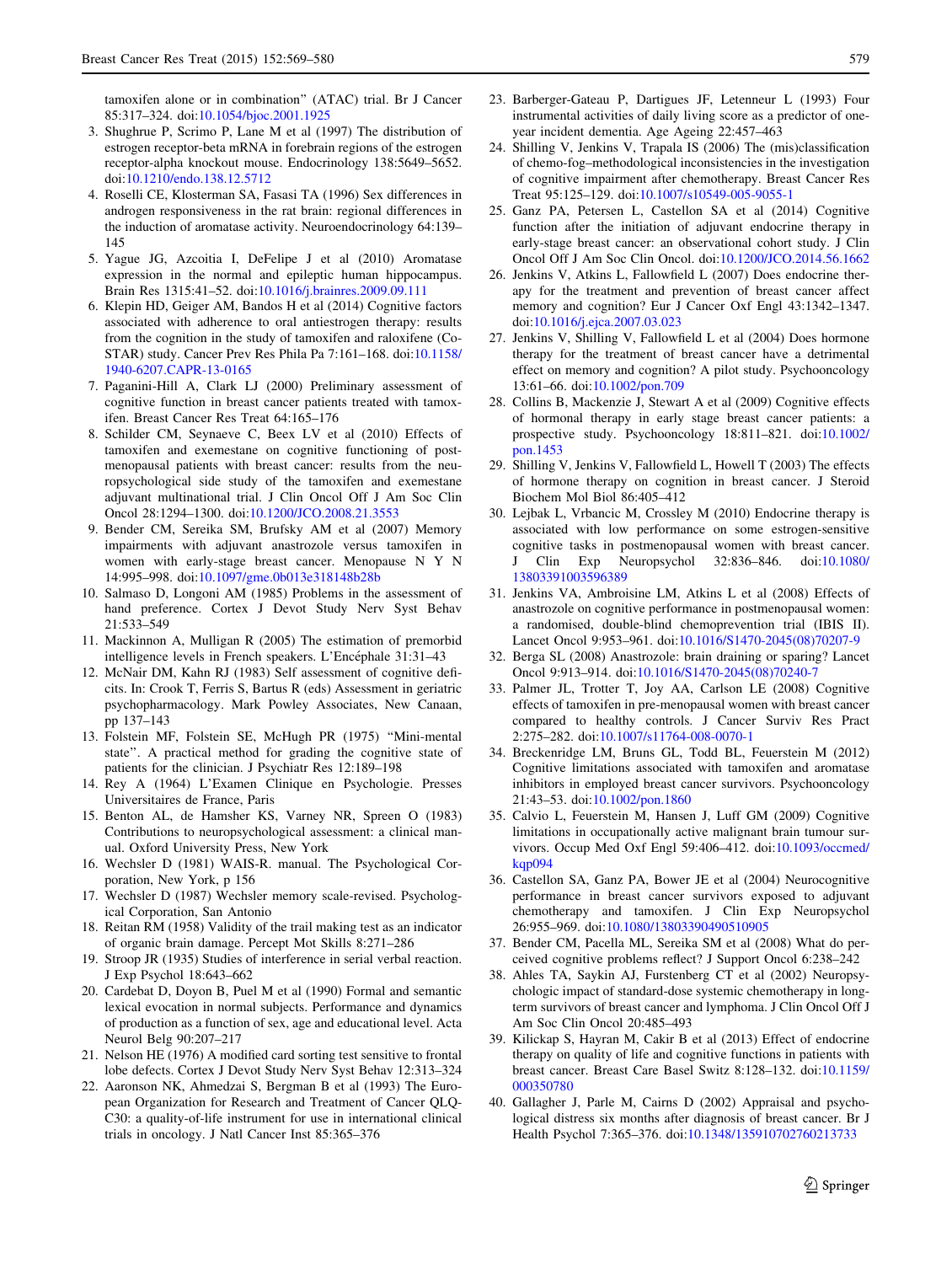tamoxifen alone or in combination" (ATAC) trial. Br J Cancer 85:317–324. doi:10.1054/bjoc.2001.1925

3. Shughrue P, Scrimo P, Lane M et al (1997) The distribution of estrogen receptor-beta mRNA in forebrain regions of the estrogen receptor-alpha knockout mouse. Endocrinology 138:5649–5652. doi:10.1210/endo.138.12.5712
4. Roselli CE, Klosterman SA, Fasasi TA (1996) Sex differences in androgen responsiveness in the rat brain: regional differences in the induction of aromatase activity. Neuroendocrinology 64:139–145
5. Yague JG, Azcoitia I, DeFelipe J et al (2010) Aromatase expression in the normal and epileptic human hippocampus. Brain Res 1315:41–52. doi:10.1016/j.brainres.2009.09.111
6. Klepin HD, Geiger AM, Bandos H et al (2014) Cognitive factors associated with adherence to oral antiestrogen therapy: results from the cognition in the study of tamoxifen and raloxifene (Co-STAR) study. Cancer Prev Res Phila Pa 7:161–168. doi:10.1158/1940-6207.CAPR-13-0165
7. Paganini-Hill A, Clark LJ (2000) Preliminary assessment of cognitive function in breast cancer patients treated with tamoxifen. Breast Cancer Res Treat 64:165–176
8. Schilder CM, Seynaeve C, Beex LV et al (2010) Effects of tamoxifen and exemestane on cognitive functioning of postmenopausal patients with breast cancer: results from the neuropsychological side study of the tamoxifen and exemestane adjuvant multinational trial. J Clin Oncol Off J Am Soc Clin Oncol 28:1294–1300. doi:10.1200/JCO.2008.21.3553
9. Bender CM, Sereika SM, Brufsky AM et al (2007) Memory impairments with adjuvant anastrozole versus tamoxifen in women with early-stage breast cancer. Menopause N Y N 14:995–998. doi:10.1097/gme.0b013e318148b28b
10. Salmaso D, Longoni AM (1985) Problems in the assessment of hand preference. Cortex J Devot Study Nerv Syst Behav 21:533–549
11. Mackinnon A, Mulligan R (2005) The estimation of premorbid intelligence levels in French speakers. L'Encéphale 31:31–43
12. McNair DM, Kahn RJ (1983) Self assessment of cognitive deficits. In: Crook T, Ferris S, Bartus R (eds) Assessment in geriatric psychopharmacology. Mark Powley Associates, New Canaan, pp 137–143
13. Folstein MF, Folstein SE, McHugh PR (1975) "Mini-mental state". A practical method for grading the cognitive state of patients for the clinician. J Psychiatr Res 12:189–198
14. Rey A (1964) L'Examen Clinique en Psychologie. Presses Universitaires de France, Paris
15. Benton AL, de Hamsher KS, Varney NR, Spreen O (1983) Contributions to neuropsychological assessment: a clinical manual. Oxford University Press, New York
16. Wechsler D (1981) WAIS-R. manual. The Psychological Corporation, New York, p 156
17. Wechsler D (1987) Wechsler memory scale-revised. Psychological Corporation, San Antonio
18. Reitan RM (1958) Validity of the trail making test as an indicator of organic brain damage. Percept Mot Skills 8:271–286
19. Stroop JR (1935) Studies of interference in serial verbal reaction. J Exp Psychol 18:643–662
20. Cardebat D, Doyon B, Puel M et al (1990) Formal and semantic lexical evocation in normal subjects. Performance and dynamics of production as a function of sex, age and educational level. Acta Neurol Belg 90:207–217
21. Nelson HE (1976) A modified card sorting test sensitive to frontal lobe defects. Cortex J Devot Study Nerv Syst Behav 12:313–324
22. Aaronson NK, Ahmedzai S, Bergman B et al (1993) The European Organization for Research and Treatment of Cancer QLQ-C30: a quality-of-life instrument for use in international clinical trials in oncology. J Natl Cancer Inst 85:365–376
23. Barberger-Gateau P, Dartigues JF, Letenneur L (1993) Four instrumental activities of daily living score as a predictor of one-year incident dementia. Age Ageing 22:457–463
24. Shilling V, Jenkins V, Trapala IS (2006) The (mis)classification of chemo-fog–methodological inconsistencies in the investigation of cognitive impairment after chemotherapy. Breast Cancer Res Treat 95:125–129. doi:10.1007/s10549-005-9055-1
25. Ganz PA, Petersen L, Castellon SA et al (2014) Cognitive function after the initiation of adjuvant endocrine therapy in early-stage breast cancer: an observational cohort study. J Clin Oncol Off J Am Soc Clin Oncol. doi:10.1200/JCO.2014.56.1662
26. Jenkins V, Atkins L, Fallowfield L (2007) Does endocrine therapy for the treatment and prevention of breast cancer affect memory and cognition? Eur J Cancer Oxf Engl 43:1342–1347. doi:10.1016/j.ejca.2007.03.023
27. Jenkins V, Shilling V, Fallowfield L et al (2004) Does hormone therapy for the treatment of breast cancer have a detrimental effect on memory and cognition? A pilot study. Psychooncology 13:61–66. doi:10.1002/pon.709
28. Collins B, Mackenzie J, Stewart A et al (2009) Cognitive effects of hormonal therapy in early stage breast cancer patients: a prospective study. Psychooncology 18:811–821. doi:10.1002/pon.1453
29. Shilling V, Jenkins V, Fallowfield L, Howell T (2003) The effects of hormone therapy on cognition in breast cancer. J Steroid Biochem Mol Biol 86:405–412
30. Lejbak L, Vrbancic M, Crossley M (2010) Endocrine therapy is associated with low performance on some estrogen-sensitive cognitive tasks in postmenopausal women with breast cancer. J Clin Exp Neuropsychol 32:836–846. doi:10.1080/13803391003596389
31. Jenkins VA, Ambroisine LM, Atkins L et al (2008) Effects of anastrozole on cognitive performance in postmenopausal women: a randomised, double-blind chemoprevention trial (IBIS II). Lancet Oncol 9:953–961. doi:10.1016/S1470-2045(08)70207-9
32. Berga SL (2008) Anastrozole: brain draining or sparing? Lancet Oncol 9:913–914. doi:10.1016/S1470-2045(08)70240-7
33. Palmer JL, Trotter T, Joy AA, Carlson LE (2008) Cognitive effects of tamoxifen in pre-menopausal women with breast cancer compared to healthy controls. J Cancer Surviv Res Pract 2:275–282. doi:10.1007/s11764-008-0070-1
34. Breckenridge LM, Bruns GL, Todd BL, Feuerstein M (2012) Cognitive limitations associated with tamoxifen and aromatase inhibitors in employed breast cancer survivors. Psychooncology 21:43–53. doi:10.1002/pon.1860
35. Calvio L, Feuerstein M, Hansen J, Luff GM (2009) Cognitive limitations in occupationally active malignant brain tumour survivors. Occup Med Oxf Engl 59:406–412. doi:10.1093/occmed/kqp094
36. Castellon SA, Ganz PA, Bower JE et al (2004) Neurocognitive performance in breast cancer survivors exposed to adjuvant chemotherapy and tamoxifen. J Clin Exp Neuropsychol 26:955–969. doi:10.1080/13803390490510905
37. Bender CM, Pacella ML, Sereika SM et al (2008) What do perceived cognitive problems reflect? J Support Oncol 6:238–242
38. Ahles TA, Saykin AJ, Furstenberg CT et al (2002) Neuropsychologic impact of standard-dose systemic chemotherapy in long-term survivors of breast cancer and lymphoma. J Clin Oncol Off J Am Soc Clin Oncol 20:485–493
39. Kilickap S, Hayran M, Cakir B et al (2013) Effect of endocrine therapy on quality of life and cognitive functions in patients with breast cancer. Breast Care Basel Switz 8:128–132. doi:10.1159/000350780
40. Gallagher J, Parle M, Cairns D (2002) Appraisal and psychological distress six months after diagnosis of breast cancer. Br J Health Psychol 7:365–376. doi:10.1348/135910702760213733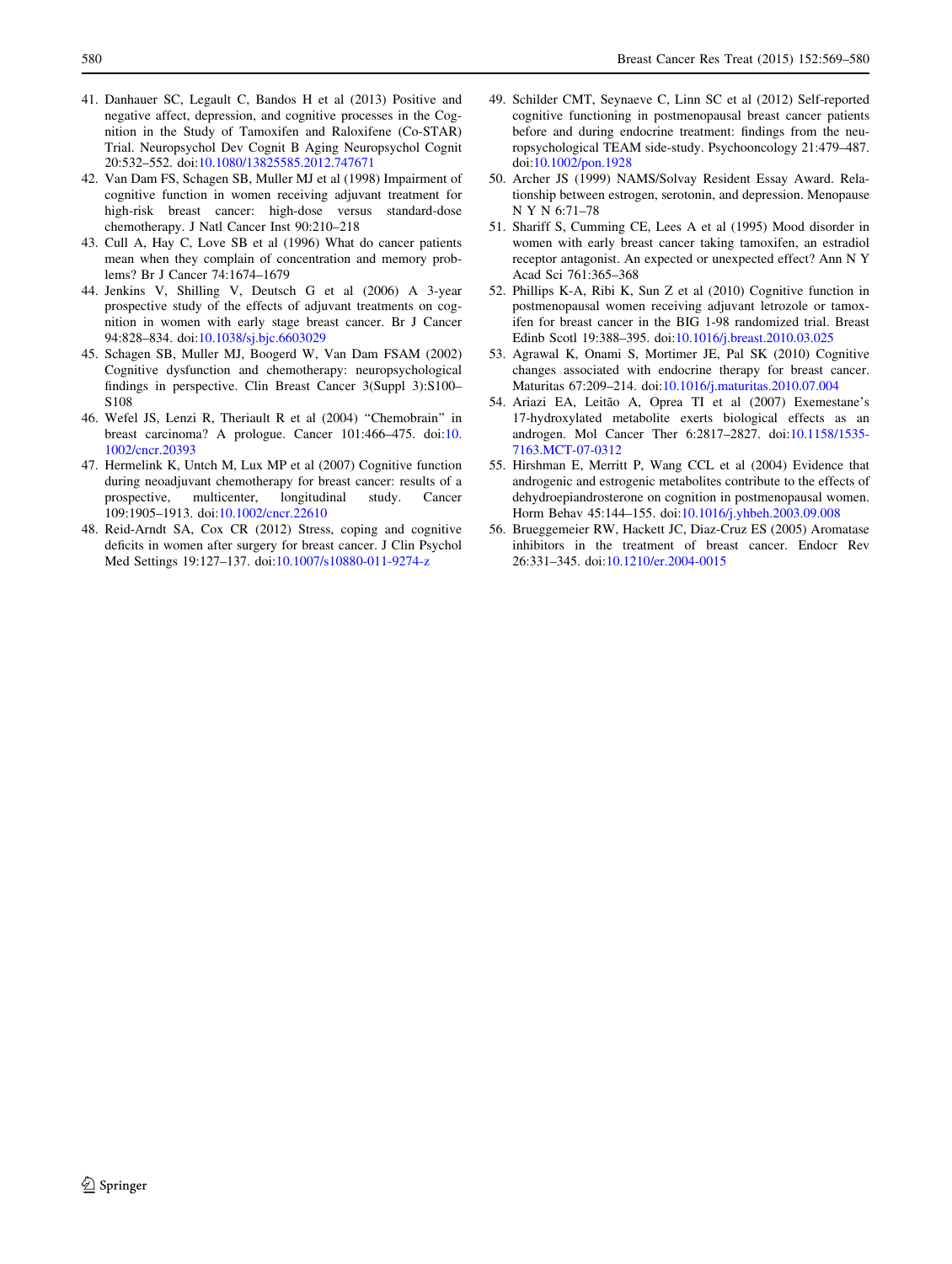41. Danhauer SC, Legault C, Bandos H et al (2013) Positive and negative affect, depression, and cognitive processes in the Cognition in the Study of Tamoxifen and Raloxifene (Co-STAR) Trial. Neuropsychol Dev Cognit B Aging Neuropsychol Cognit 20:532–552. doi:10.1080/13825585.2012.747671
42. Van Dam FS, Schagen SB, Muller MJ et al (1998) Impairment of cognitive function in women receiving adjuvant treatment for high-risk breast cancer: high-dose versus standard-dose chemotherapy. J Natl Cancer Inst 90:210–218
43. Cull A, Hay C, Love SB et al (1996) What do cancer patients mean when they complain of concentration and memory problems? Br J Cancer 74:1674–1679
44. Jenkins V, Shilling V, Deutsch G et al (2006) A 3-year prospective study of the effects of adjuvant treatments on cognition in women with early stage breast cancer. Br J Cancer 94:828–834. doi:10.1038/sj.bjc.6603029
45. Schagen SB, Muller MJ, Boogerd W, Van Dam FSAM (2002) Cognitive dysfunction and chemotherapy: neuropsychological findings in perspective. Clin Breast Cancer 3(Suppl 3):S100–S108
46. Wefel JS, Lenzi R, Theriault R et al (2004) "Chemobrain" in breast carcinoma? A prologue. Cancer 101:466–475. doi:10.1002/cncr.20393
47. Hermelink K, Untch M, Lux MP et al (2007) Cognitive function during neoadjuvant chemotherapy for breast cancer: results of a prospective, multicenter, longitudinal study. Cancer 109:1905–1913. doi:10.1002/cncr.22610
48. Reid-Arndt SA, Cox CR (2012) Stress, coping and cognitive deficits in women after surgery for breast cancer. J Clin Psychol Med Settings 19:127–137. doi:10.1007/s10880-011-9274-z
49. Schilder CMT, Seynaeve C, Linn SC et al (2012) Self-reported cognitive functioning in postmenopausal breast cancer patients before and during endocrine treatment: findings from the neuropsychological TEAM side-study. Psychooncology 21:479–487. doi:10.1002/pon.1928
50. Archer JS (1999) NAMS/Solvay Resident Essay Award. Relationship between estrogen, serotonin, and depression. Menopause N Y N 6:71–78
51. Shariff S, Cumming CE, Lees A et al (1995) Mood disorder in women with early breast cancer taking tamoxifen, an estradiol receptor antagonist. An expected or unexpected effect? Ann N Y Acad Sci 761:365–368
52. Phillips K-A, Ribi K, Sun Z et al (2010) Cognitive function in postmenopausal women receiving adjuvant letrozole or tamoxifen for breast cancer in the BIG 1-98 randomized trial. Breast Edinb Scotl 19:388–395. doi:10.1016/j.breast.2010.03.025
53. Agrawal K, Onami S, Mortimer JE, Pal SK (2010) Cognitive changes associated with endocrine therapy for breast cancer. Maturitas 67:209–214. doi:10.1016/j.maturitas.2010.07.004
54. Ariazi EA, Leitão A, Oprea TI et al (2007) Exemestane's 17-hydroxylated metabolite exerts biological effects as an androgen. Mol Cancer Ther 6:2817–2827. doi:10.1158/1535-7163.MCT-07-0312
55. Hirshman E, Merritt P, Wang CCL et al (2004) Evidence that androgenic and estrogenic metabolites contribute to the effects of dehydroepiandrosterone on cognition in postmenopausal women. Horm Behav 45:144–155. doi:10.1016/j.yhbeh.2003.09.008
56. Brueggemeier RW, Hackett JC, Diaz-Cruz ES (2005) Aromatase inhibitors in the treatment of breast cancer. Endocr Rev 26:331–345. doi:10.1210/er.2004-0015